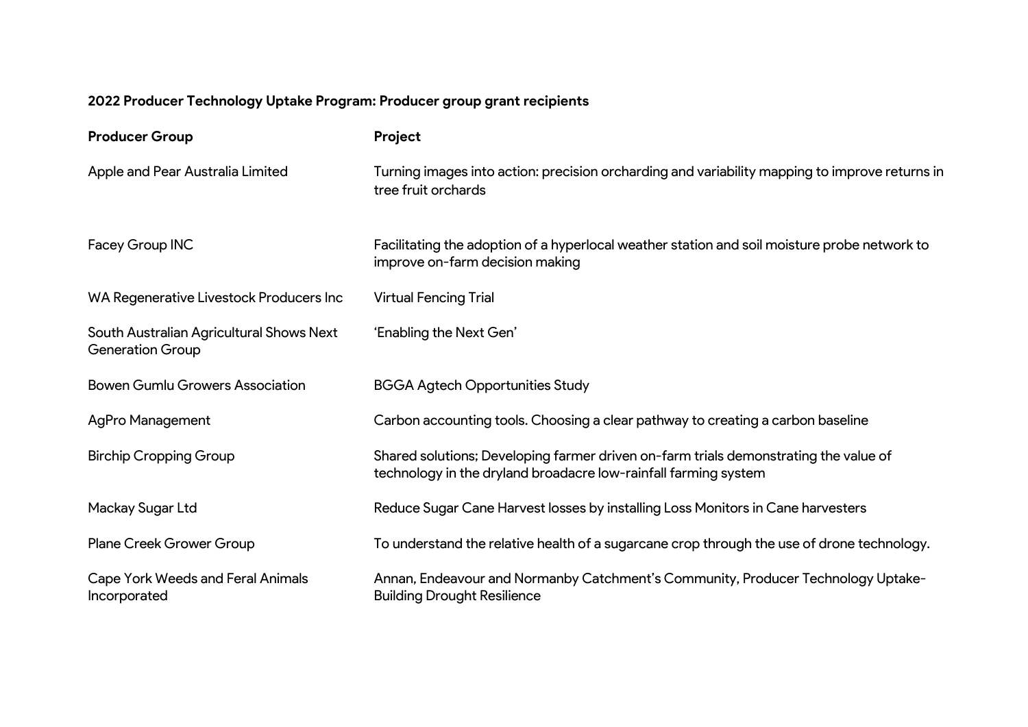**2022 Producer Technology Uptake Program: Producer group grant recipients**

| Producer Group | Project |
| --- | --- |
| Apple and Pear Australia Limited | Turning images into action: precision orcharding and variability mapping to improve returns in tree fruit orchards |
| Facey Group INC | Facilitating the adoption of a hyperlocal weather station and soil moisture probe network to improve on-farm decision making |
| WA Regenerative Livestock Producers Inc | Virtual Fencing Trial |
| South Australian Agricultural Shows Next Generation Group | 'Enabling the Next Gen' |
| Bowen Gumlu Growers Association | BGGA Agtech Opportunities Study |
| AgPro Management | Carbon accounting tools. Choosing a clear pathway to creating a carbon baseline |
| Birchip Cropping Group | Shared solutions; Developing farmer driven on-farm trials demonstrating the value of technology in the dryland broadacre low-rainfall farming system |
| Mackay Sugar Ltd | Reduce Sugar Cane Harvest losses by installing Loss Monitors in Cane harvesters |
| Plane Creek Grower Group | To understand the relative health of a sugarcane crop through the use of drone technology. |
| Cape York Weeds and Feral Animals Incorporated | Annan, Endeavour and Normanby Catchment's Community, Producer Technology Uptake-Building Drought Resilience |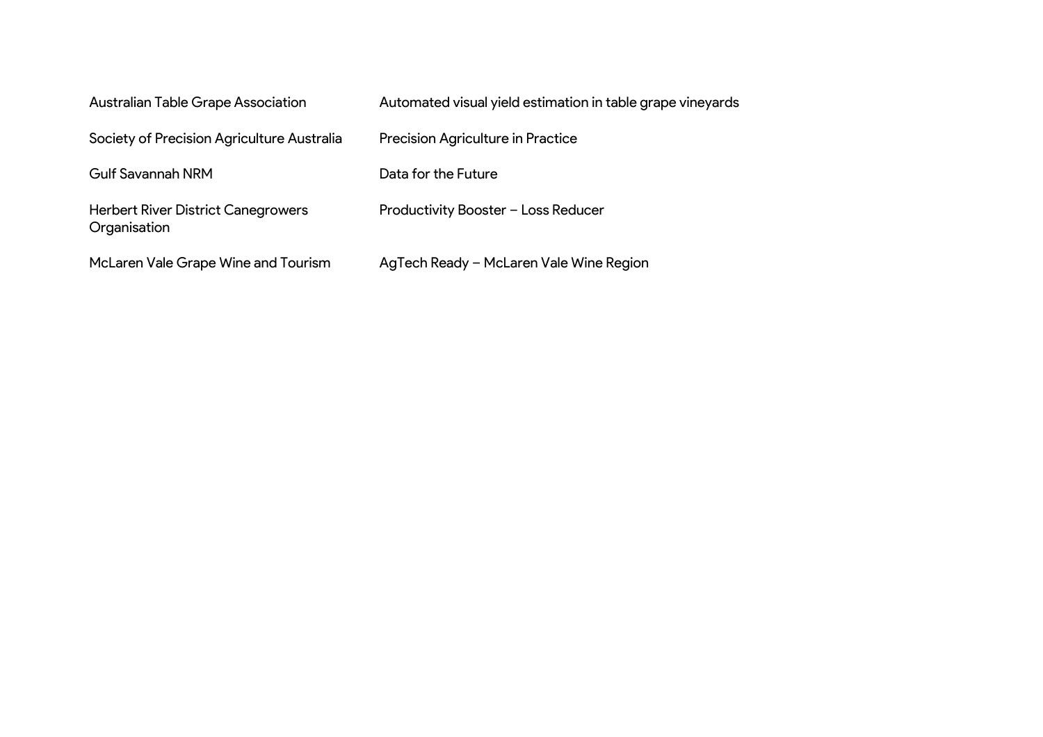| | |
|---|---|
| Australian Table Grape Association | Automated visual yield estimation in table grape vineyards |
| Society of Precision Agriculture Australia | Precision Agriculture in Practice |
| Gulf Savannah NRM | Data for the Future |
| Herbert River District Canegrowers Organisation | Productivity Booster – Loss Reducer |
| McLaren Vale Grape Wine and Tourism | AgTech Ready – McLaren Vale Wine Region |